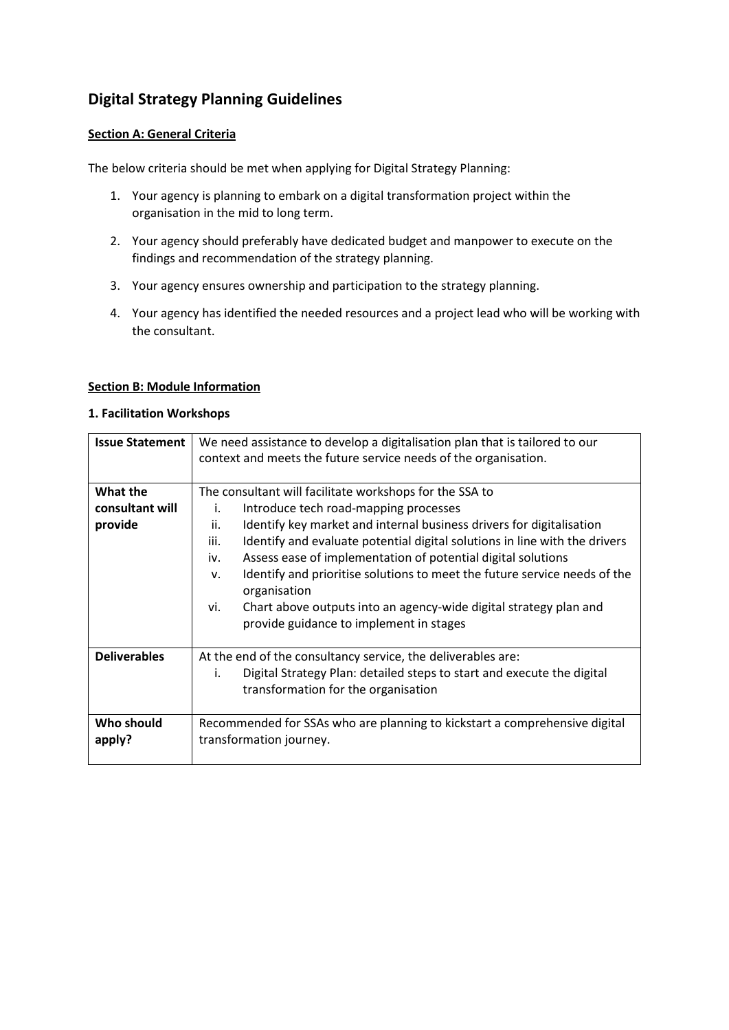# Digital Strategy Planning Guidelines

**Section A: General Criteria**

The below criteria should be met when applying for Digital Strategy Planning:

1. Your agency is planning to embark on a digital transformation project within the organisation in the mid to long term.
2. Your agency should preferably have dedicated budget and manpower to execute on the findings and recommendation of the strategy planning.
3. Your agency ensures ownership and participation to the strategy planning.
4. Your agency has identified the needed resources and a project lead who will be working with the consultant.

**Section B: Module Information**

**1. Facilitation Workshops**

| **Issue Statement** | We need assistance to develop a digitalisation plan that is tailored to our context and meets the future service needs of the organisation. |
|---|---|
| **What the consultant will provide** | The consultant will facilitate workshops for the SSA to<br>i. Introduce tech road-mapping processes<br>ii. Identify key market and internal business drivers for digitalisation<br>iii. Identify and evaluate potential digital solutions in line with the drivers<br>iv. Assess ease of implementation of potential digital solutions<br>v. Identify and prioritise solutions to meet the future service needs of the organisation<br>vi. Chart above outputs into an agency-wide digital strategy plan and provide guidance to implement in stages |
| **Deliverables** | At the end of the consultancy service, the deliverables are:<br>i. Digital Strategy Plan: detailed steps to start and execute the digital transformation for the organisation |
| **Who should apply?** | Recommended for SSAs who are planning to kickstart a comprehensive digital transformation journey. |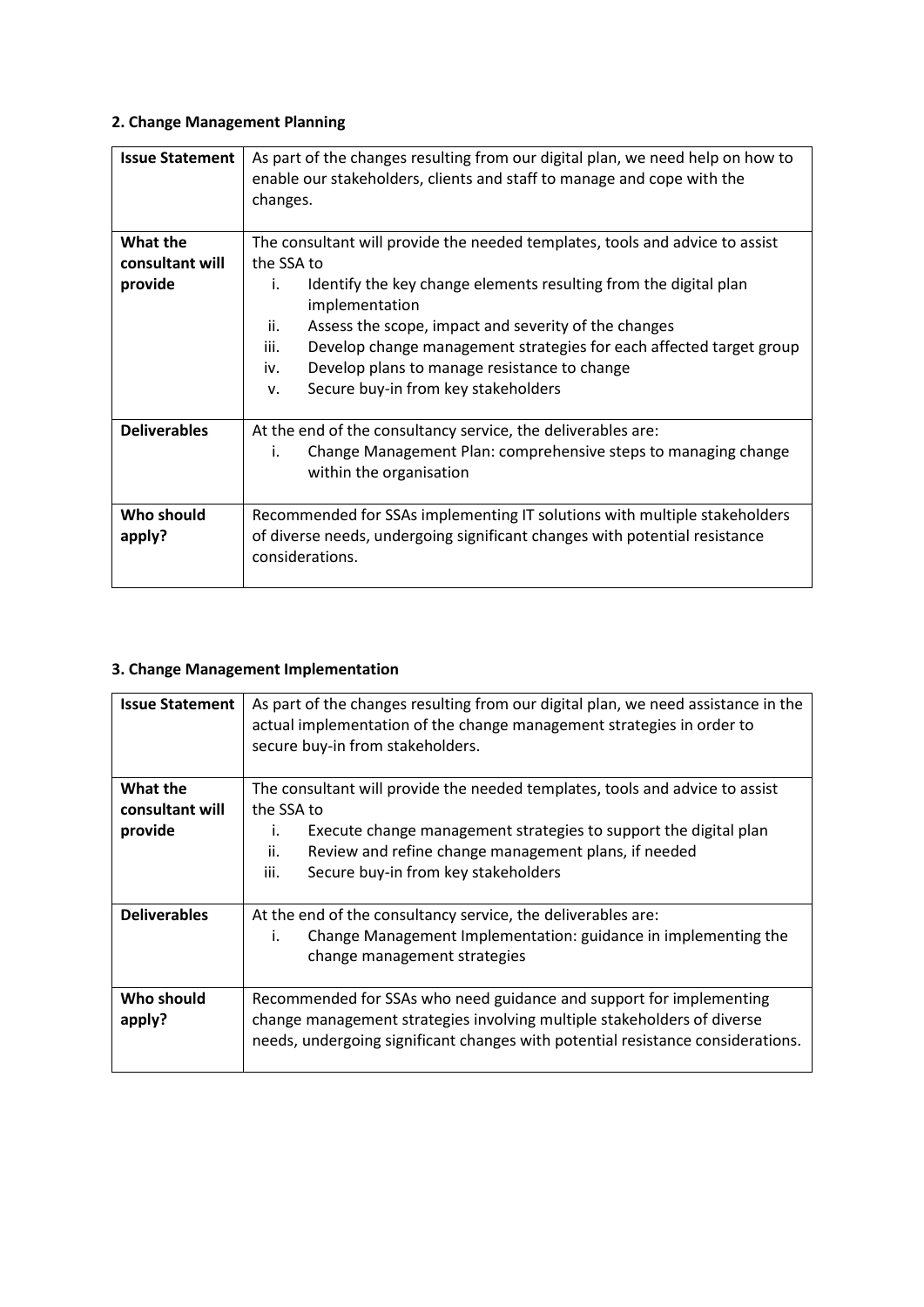### 2. Change Management Planning

| | |
|---|---|
| **Issue Statement** | As part of the changes resulting from our digital plan, we need help on how to enable our stakeholders, clients and staff to manage and cope with the changes. |
| **What the consultant will provide** | The consultant will provide the needed templates, tools and advice to assist the SSA to<br>i. Identify the key change elements resulting from the digital plan implementation<br>ii. Assess the scope, impact and severity of the changes<br>iii. Develop change management strategies for each affected target group<br>iv. Develop plans to manage resistance to change<br>v. Secure buy-in from key stakeholders |
| **Deliverables** | At the end of the consultancy service, the deliverables are:<br>i. Change Management Plan: comprehensive steps to managing change within the organisation |
| **Who should apply?** | Recommended for SSAs implementing IT solutions with multiple stakeholders of diverse needs, undergoing significant changes with potential resistance considerations. |

### 3. Change Management Implementation

| | |
|---|---|
| **Issue Statement** | As part of the changes resulting from our digital plan, we need assistance in the actual implementation of the change management strategies in order to secure buy-in from stakeholders. |
| **What the consultant will provide** | The consultant will provide the needed templates, tools and advice to assist the SSA to<br>i. Execute change management strategies to support the digital plan<br>ii. Review and refine change management plans, if needed<br>iii. Secure buy-in from key stakeholders |
| **Deliverables** | At the end of the consultancy service, the deliverables are:<br>i. Change Management Implementation: guidance in implementing the change management strategies |
| **Who should apply?** | Recommended for SSAs who need guidance and support for implementing change management strategies involving multiple stakeholders of diverse needs, undergoing significant changes with potential resistance considerations. |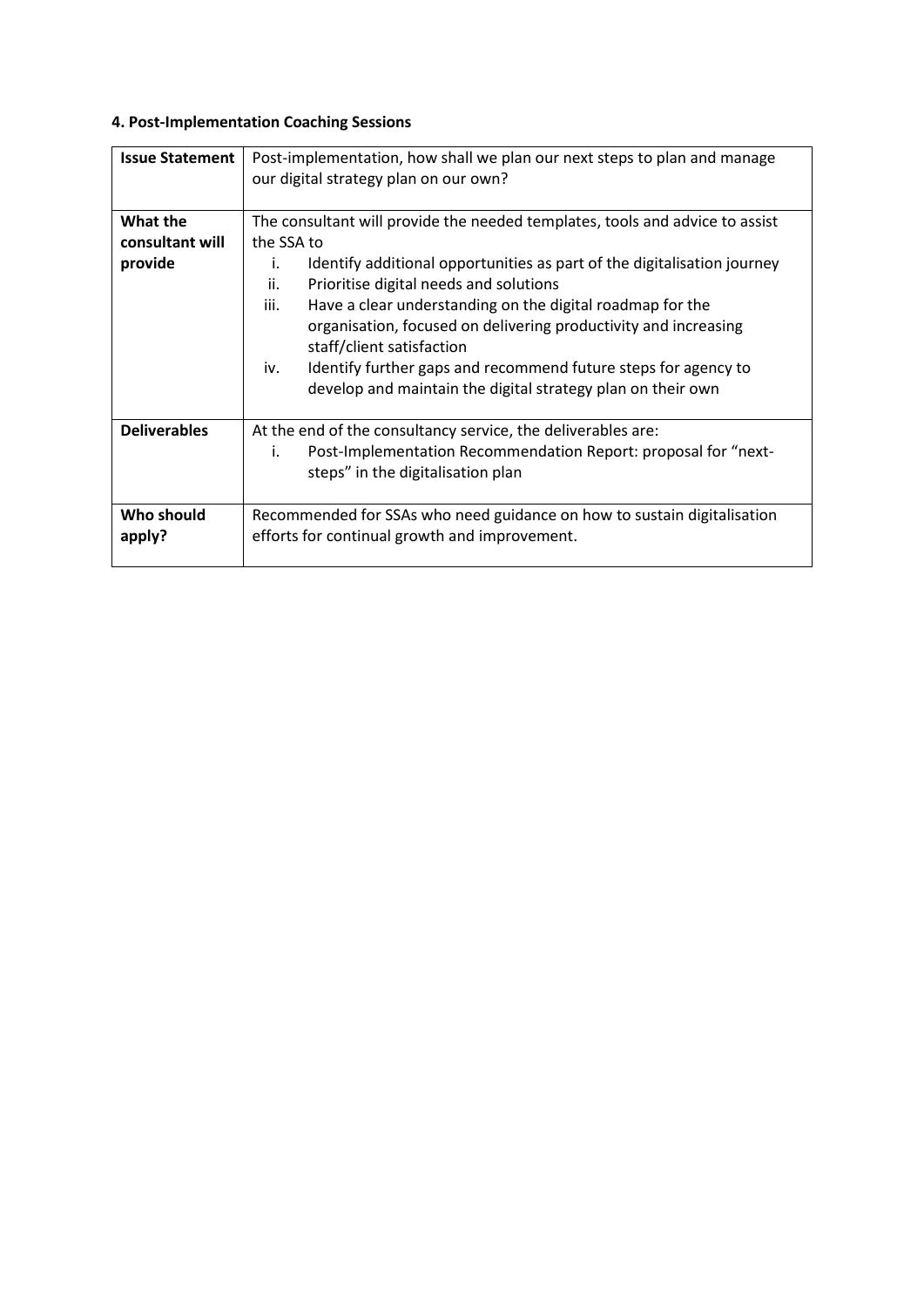#### 4. Post-Implementation Coaching Sessions

| | |
|---|---|
| **Issue Statement** | Post-implementation, how shall we plan our next steps to plan and manage our digital strategy plan on our own? |
| **What the consultant will provide** | The consultant will provide the needed templates, tools and advice to assist the SSA to<br>i. Identify additional opportunities as part of the digitalisation journey<br>ii. Prioritise digital needs and solutions<br>iii. Have a clear understanding on the digital roadmap for the organisation, focused on delivering productivity and increasing staff/client satisfaction<br>iv. Identify further gaps and recommend future steps for agency to develop and maintain the digital strategy plan on their own |
| **Deliverables** | At the end of the consultancy service, the deliverables are:<br>i. Post-Implementation Recommendation Report: proposal for "next-steps" in the digitalisation plan |
| **Who should apply?** | Recommended for SSAs who need guidance on how to sustain digitalisation efforts for continual growth and improvement. |